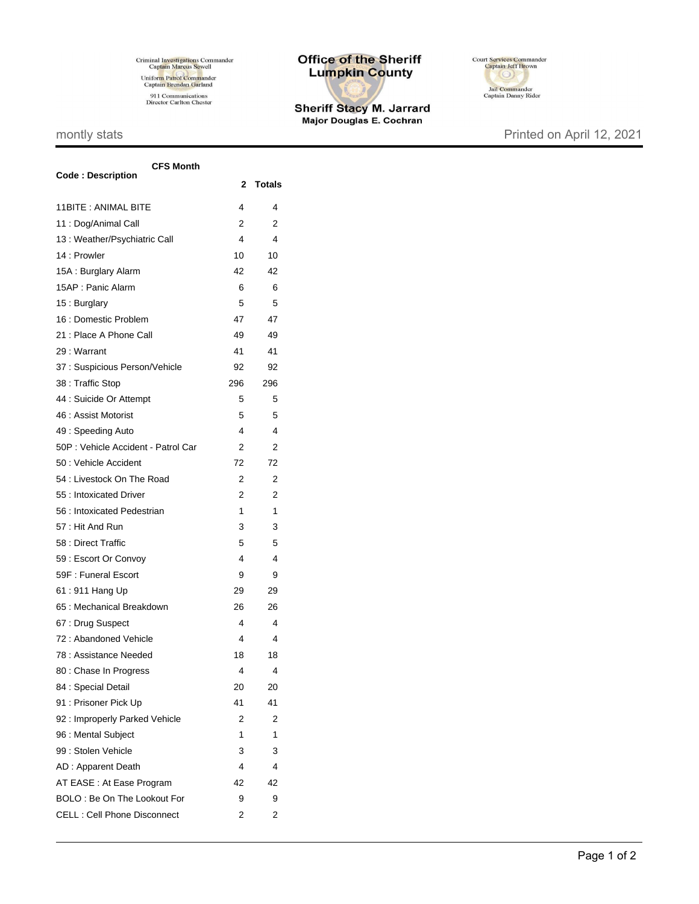Criminal Investigations Commander
Captain Marcus Sewell

Uniform Patrol Commander
Captain Brendan Garland

911 Communications
Director Carlton Chester

# Office of the Sheriff
# Lumpkin County

**Sheriff Stacy M. Jarrard**
**Major Douglas E. Cochran**

Court Services Commander
Captain Jeff Brown

Jail Commander
Captain Danny Rider

montly stats

Printed on April 12, 2021

| Code : Description | CFS Month 2 | Totals |
|---|---|---|
| 11BITE : ANIMAL BITE | 4 | 4 |
| 11 : Dog/Animal Call | 2 | 2 |
| 13 : Weather/Psychiatric Call | 4 | 4 |
| 14 : Prowler | 10 | 10 |
| 15A : Burglary Alarm | 42 | 42 |
| 15AP : Panic Alarm | 6 | 6 |
| 15 : Burglary | 5 | 5 |
| 16 : Domestic Problem | 47 | 47 |
| 21 : Place A Phone Call | 49 | 49 |
| 29 : Warrant | 41 | 41 |
| 37 : Suspicious Person/Vehicle | 92 | 92 |
| 38 : Traffic Stop | 296 | 296 |
| 44 : Suicide Or Attempt | 5 | 5 |
| 46 : Assist Motorist | 5 | 5 |
| 49 : Speeding Auto | 4 | 4 |
| 50P : Vehicle Accident - Patrol Car | 2 | 2 |
| 50 : Vehicle Accident | 72 | 72 |
| 54 : Livestock On The Road | 2 | 2 |
| 55 : Intoxicated Driver | 2 | 2 |
| 56 : Intoxicated Pedestrian | 1 | 1 |
| 57 : Hit And Run | 3 | 3 |
| 58 : Direct Traffic | 5 | 5 |
| 59 : Escort Or Convoy | 4 | 4 |
| 59F : Funeral Escort | 9 | 9 |
| 61 : 911 Hang Up | 29 | 29 |
| 65 : Mechanical Breakdown | 26 | 26 |
| 67 : Drug Suspect | 4 | 4 |
| 72 : Abandoned Vehicle | 4 | 4 |
| 78 : Assistance Needed | 18 | 18 |
| 80 : Chase In Progress | 4 | 4 |
| 84 : Special Detail | 20 | 20 |
| 91 : Prisoner Pick Up | 41 | 41 |
| 92 : Improperly Parked Vehicle | 2 | 2 |
| 96 : Mental Subject | 1 | 1 |
| 99 : Stolen Vehicle | 3 | 3 |
| AD : Apparent Death | 4 | 4 |
| AT EASE : At Ease Program | 42 | 42 |
| BOLO : Be On The Lookout For | 9 | 9 |
| CELL : Cell Phone Disconnect | 2 | 2 |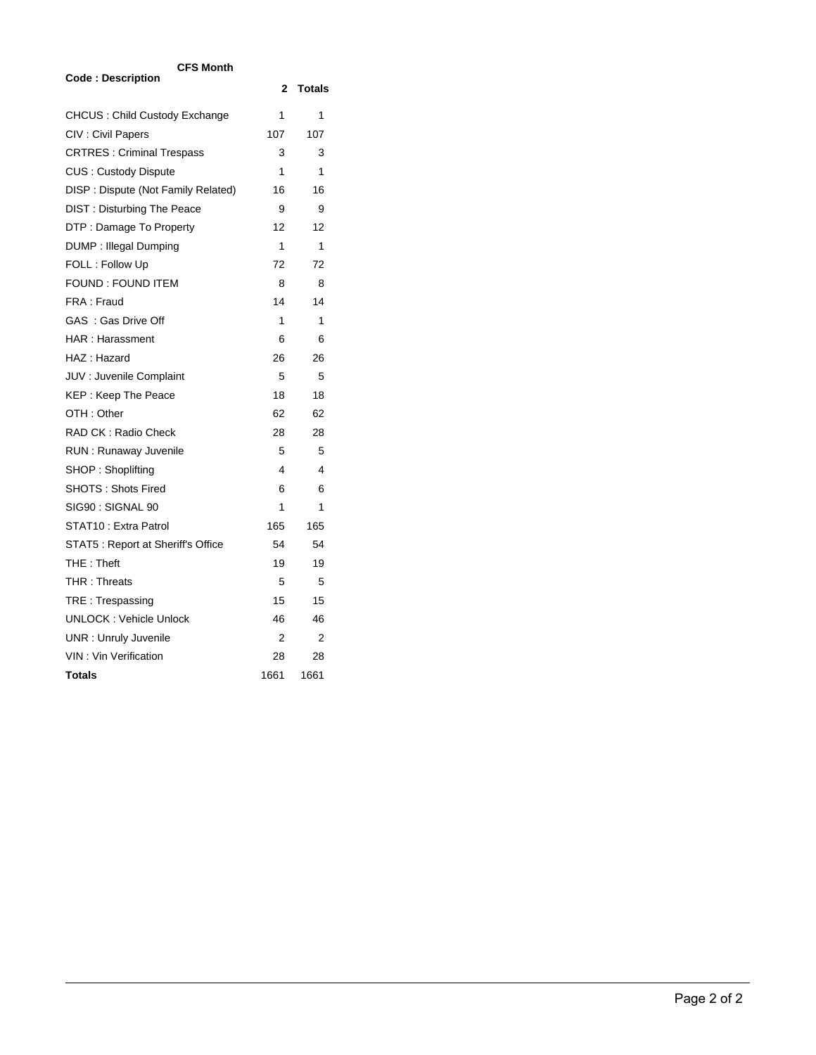| Code : Description | CFS Month 2 | Totals |
| --- | --- | --- |
| CHCUS : Child Custody Exchange | 1 | 1 |
| CIV : Civil Papers | 107 | 107 |
| CRTRES : Criminal Trespass | 3 | 3 |
| CUS : Custody Dispute | 1 | 1 |
| DISP : Dispute (Not Family Related) | 16 | 16 |
| DIST : Disturbing The Peace | 9 | 9 |
| DTP : Damage To Property | 12 | 12 |
| DUMP : Illegal Dumping | 1 | 1 |
| FOLL : Follow Up | 72 | 72 |
| FOUND : FOUND ITEM | 8 | 8 |
| FRA : Fraud | 14 | 14 |
| GAS : Gas Drive Off | 1 | 1 |
| HAR : Harassment | 6 | 6 |
| HAZ : Hazard | 26 | 26 |
| JUV : Juvenile Complaint | 5 | 5 |
| KEP : Keep The Peace | 18 | 18 |
| OTH : Other | 62 | 62 |
| RAD CK : Radio Check | 28 | 28 |
| RUN : Runaway Juvenile | 5 | 5 |
| SHOP : Shoplifting | 4 | 4 |
| SHOTS : Shots Fired | 6 | 6 |
| SIG90 : SIGNAL 90 | 1 | 1 |
| STAT10 : Extra Patrol | 165 | 165 |
| STAT5 : Report at Sheriff's Office | 54 | 54 |
| THE : Theft | 19 | 19 |
| THR : Threats | 5 | 5 |
| TRE : Trespassing | 15 | 15 |
| UNLOCK : Vehicle Unlock | 46 | 46 |
| UNR : Unruly Juvenile | 2 | 2 |
| VIN : Vin Verification | 28 | 28 |
| **Totals** | 1661 | 1661 |